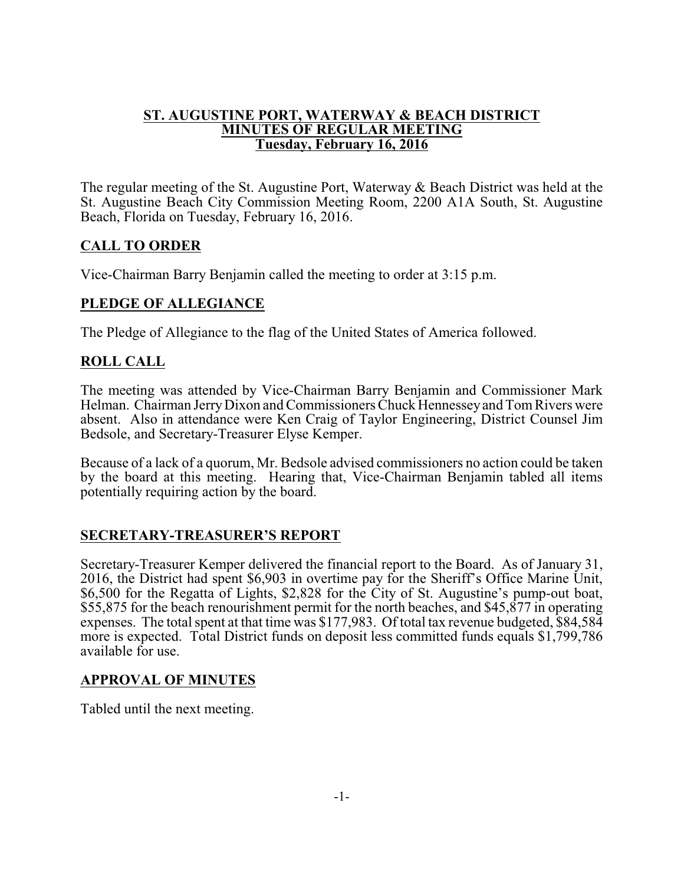**ST. AUGUSTINE PORT, WATERWAY & BEACH DISTRICT**
**MINUTES OF REGULAR MEETING**
**Tuesday, February 16, 2016**

The regular meeting of the St. Augustine Port, Waterway & Beach District was held at the St. Augustine Beach City Commission Meeting Room, 2200 A1A South, St. Augustine Beach, Florida on Tuesday, February 16, 2016.

## CALL TO ORDER

Vice-Chairman Barry Benjamin called the meeting to order at 3:15 p.m.

## PLEDGE OF ALLEGIANCE

The Pledge of Allegiance to the flag of the United States of America followed.

## ROLL CALL

The meeting was attended by Vice-Chairman Barry Benjamin and Commissioner Mark Helman. Chairman Jerry Dixon and Commissioners Chuck Hennessey and Tom Rivers were absent. Also in attendance were Ken Craig of Taylor Engineering, District Counsel Jim Bedsole, and Secretary-Treasurer Elyse Kemper.

Because of a lack of a quorum, Mr. Bedsole advised commissioners no action could be taken by the board at this meeting. Hearing that, Vice-Chairman Benjamin tabled all items potentially requiring action by the board.

## SECRETARY-TREASURER'S REPORT

Secretary-Treasurer Kemper delivered the financial report to the Board. As of January 31, 2016, the District had spent $6,903 in overtime pay for the Sheriff's Office Marine Unit, $6,500 for the Regatta of Lights, $2,828 for the City of St. Augustine's pump-out boat, $55,875 for the beach renourishment permit for the north beaches, and $45,877 in operating expenses. The total spent at that time was $177,983. Of total tax revenue budgeted, $84,584 more is expected. Total District funds on deposit less committed funds equals $1,799,786 available for use.

## APPROVAL OF MINUTES

Tabled until the next meeting.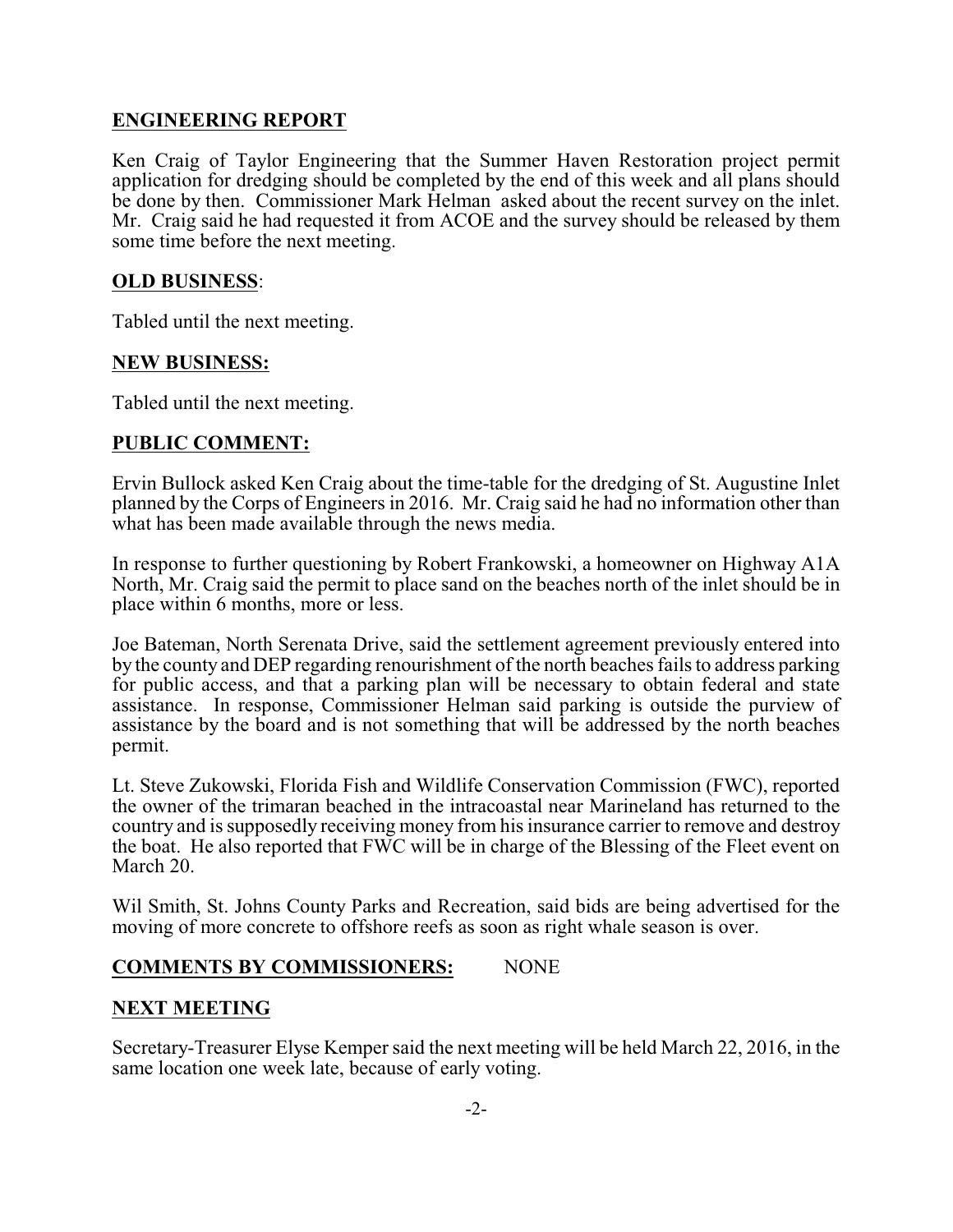**ENGINEERING REPORT**

Ken Craig of Taylor Engineering that the Summer Haven Restoration project permit application for dredging should be completed by the end of this week and all plans should be done by then. Commissioner Mark Helman asked about the recent survey on the inlet. Mr. Craig said he had requested it from ACOE and the survey should be released by them some time before the next meeting.

**OLD BUSINESS**:

Tabled until the next meeting.

**NEW BUSINESS:**

Tabled until the next meeting.

**PUBLIC COMMENT:**

Ervin Bullock asked Ken Craig about the time-table for the dredging of St. Augustine Inlet planned by the Corps of Engineers in 2016. Mr. Craig said he had no information other than what has been made available through the news media.

In response to further questioning by Robert Frankowski, a homeowner on Highway A1A North, Mr. Craig said the permit to place sand on the beaches north of the inlet should be in place within 6 months, more or less.

Joe Bateman, North Serenata Drive, said the settlement agreement previously entered into by the county and DEP regarding renourishment of the north beaches fails to address parking for public access, and that a parking plan will be necessary to obtain federal and state assistance. In response, Commissioner Helman said parking is outside the purview of assistance by the board and is not something that will be addressed by the north beaches permit.

Lt. Steve Zukowski, Florida Fish and Wildlife Conservation Commission (FWC), reported the owner of the trimaran beached in the intracoastal near Marineland has returned to the country and is supposedly receiving money from his insurance carrier to remove and destroy the boat. He also reported that FWC will be in charge of the Blessing of the Fleet event on March 20.

Wil Smith, St. Johns County Parks and Recreation, said bids are being advertised for the moving of more concrete to offshore reefs as soon as right whale season is over.

**COMMENTS BY COMMISSIONERS:** NONE

**NEXT MEETING**

Secretary-Treasurer Elyse Kemper said the next meeting will be held March 22, 2016, in the same location one week late, because of early voting.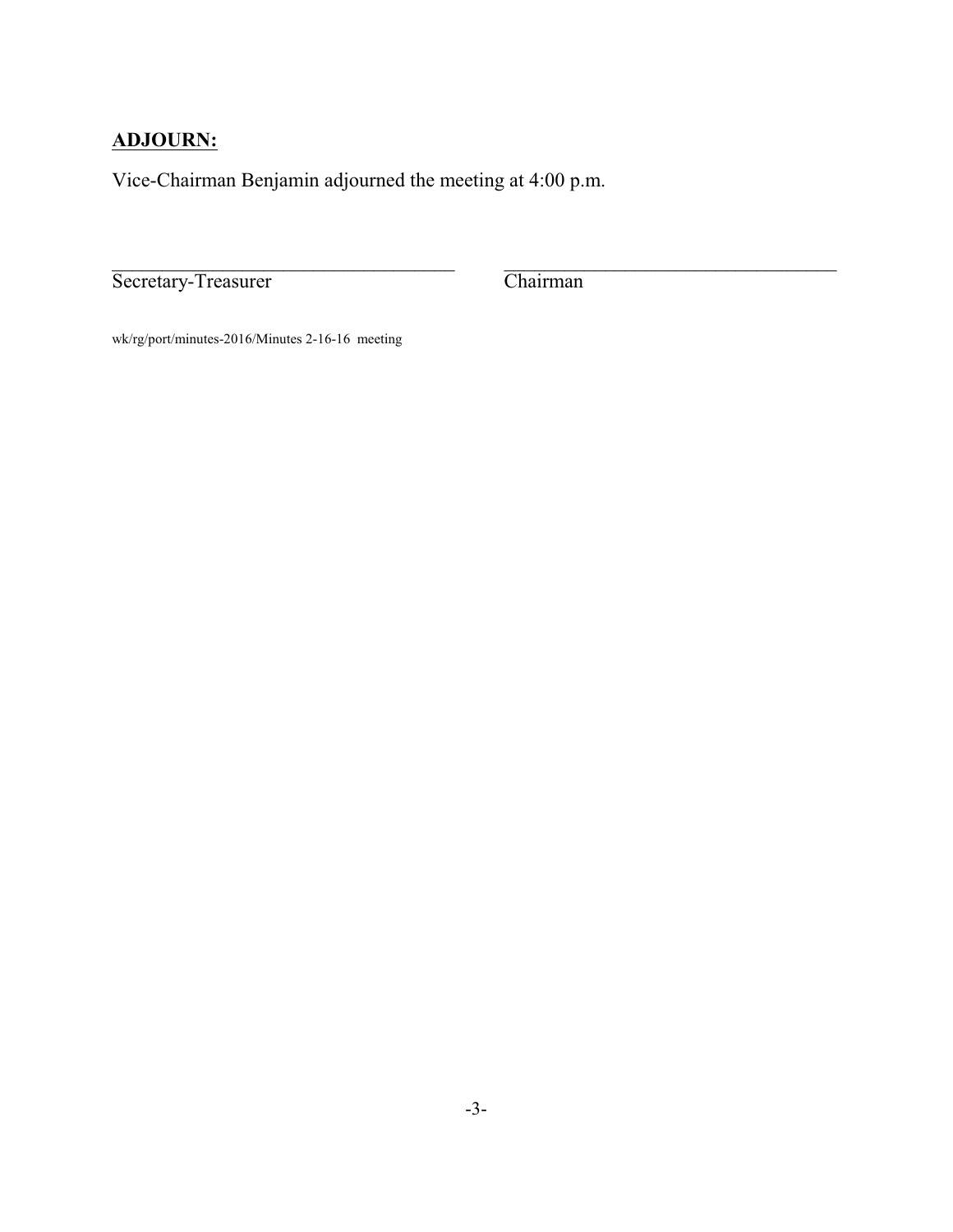**ADJOURN:**

Vice-Chairman Benjamin adjourned the meeting at 4:00 p.m.

| | |
|---|---|
| ____________________________________ | ____________________________________ |
| Secretary-Treasurer | Chairman |

wk/rg/port/minutes-2016/Minutes 2-16-16 meeting